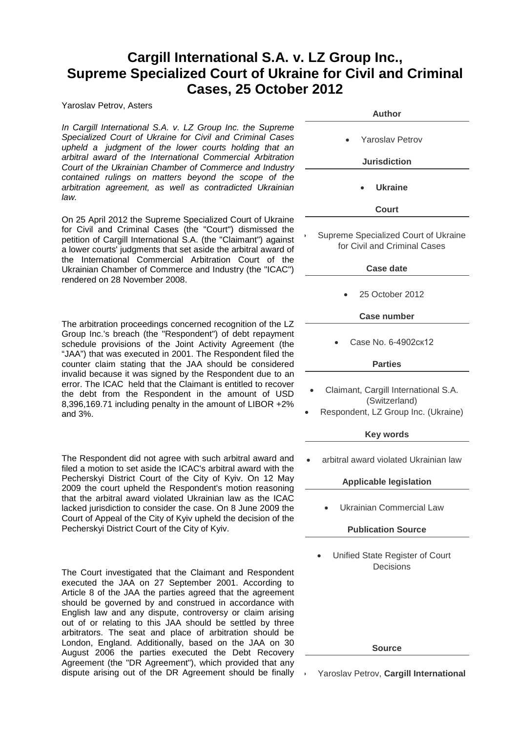# Cargill International S.A. v. LZ Group Inc., Supreme Specialized Court of Ukraine for Civil and Criminal Cases, 25 October 2012

Yaroslav Petrov, Asters

*In Cargill International S.A. v. LZ Group Inc. the Supreme Specialized Court of Ukraine for Civil and Criminal Cases upheld a judgment of the lower courts holding that an arbitral award of the International Commercial Arbitration Court of the Ukrainian Chamber of Commerce and Industry contained rulings on matters beyond the scope of the arbitration agreement, as well as contradicted Ukrainian law.*

On 25 April 2012 the Supreme Specialized Court of Ukraine for Civil and Criminal Cases (the "Court") dismissed the petition of Cargill International S.A. (the "Claimant") against a lower courts' judgments that set aside the arbitral award of the International Commercial Arbitration Court of the Ukrainian Chamber of Commerce and Industry (the "ICAC") rendered on 28 November 2008.

The arbitration proceedings concerned recognition of the LZ Group Inc.'s breach (the "Respondent") of debt repayment schedule provisions of the Joint Activity Agreement (the "JAA") that was executed in 2001. The Respondent filed the counter claim stating that the JAA should be considered invalid because it was signed by the Respondent due to an error. The ICAC held that the Claimant is entitled to recover the debt from the Respondent in the amount of USD 8,396,169.71 including penalty in the amount of LIBOR +2% and 3%.

The Respondent did not agree with such arbitral award and filed a motion to set aside the ICAC's arbitral award with the Pecherskyi District Court of the City of Kyiv. On 12 May 2009 the court upheld the Respondent's motion reasoning that the arbitral award violated Ukrainian law as the ICAC lacked jurisdiction to consider the case. On 8 June 2009 the Court of Appeal of the City of Kyiv upheld the decision of the Pecherskyi District Court of the City of Kyiv.

The Court investigated that the Claimant and Respondent executed the JAA on 27 September 2001. According to Article 8 of the JAA the parties agreed that the agreement should be governed by and construed in accordance with English law and any dispute, controversy or claim arising out of or relating to this JAA should be settled by three arbitrators. The seat and place of arbitration should be London, England. Additionally, based on the JAA on 30 August 2006 the parties executed the Debt Recovery Agreement (the "DR Agreement"), which provided that any dispute arising out of the DR Agreement should be finally

**Author**

- Yaroslav Petrov

**Jurisdiction**

- **Ukraine**

**Court**

- Supreme Specialized Court of Ukraine for Civil and Criminal Cases

**Case date**

- 25 October 2012

**Case number**

- Case No. 6-4902ск12

**Parties**

- Claimant, Cargill International S.A. (Switzerland)
- Respondent, LZ Group Inc. (Ukraine)

**Key words**

- arbitral award violated Ukrainian law

**Applicable legislation**

- Ukrainian Commercial Law

**Publication Source**

- Unified State Register of Court Decisions

**Source**

- Yaroslav Petrov, **Cargill International**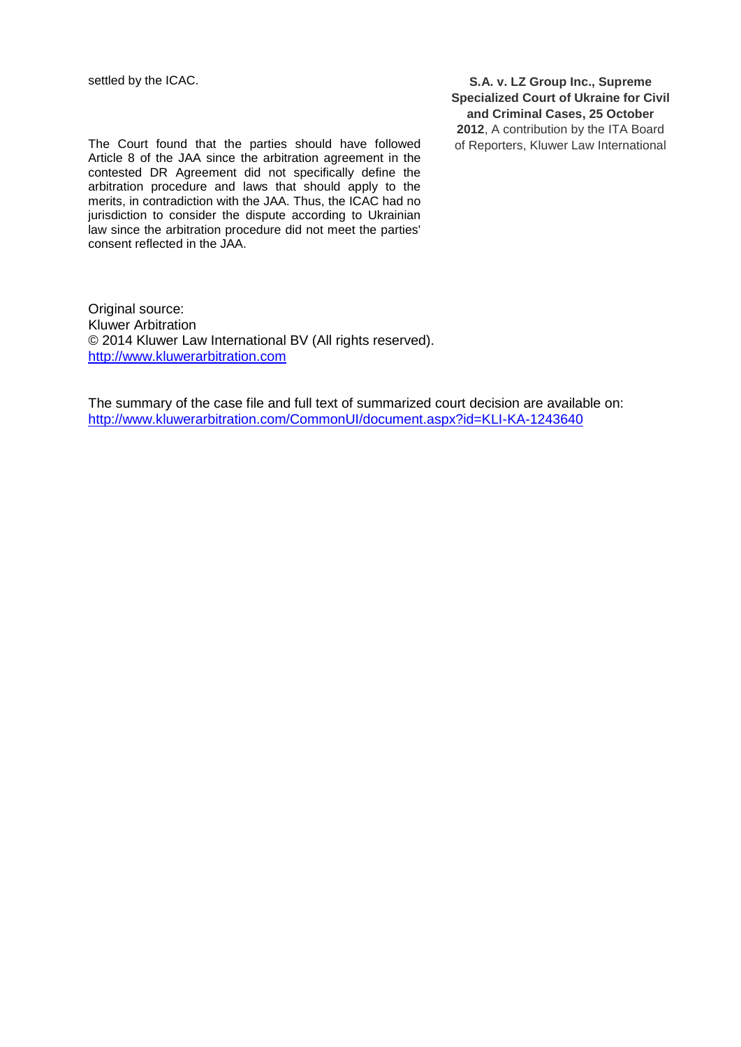settled by the ICAC.

The Court found that the parties should have followed Article 8 of the JAA since the arbitration agreement in the contested DR Agreement did not specifically define the arbitration procedure and laws that should apply to the merits, in contradiction with the JAA. Thus, the ICAC had no jurisdiction to consider the dispute according to Ukrainian law since the arbitration procedure did not meet the parties' consent reflected in the JAA.

**S.A. v. LZ Group Inc., Supreme Specialized Court of Ukraine for Civil and Criminal Cases, 25 October 2012**, A contribution by the ITA Board of Reporters, Kluwer Law International

Original source:
Kluwer Arbitration
© 2014 Kluwer Law International BV (All rights reserved).
http://www.kluwerarbitration.com

The summary of the case file and full text of summarized court decision are available on:
http://www.kluwerarbitration.com/CommonUI/document.aspx?id=KLI-KA-1243640